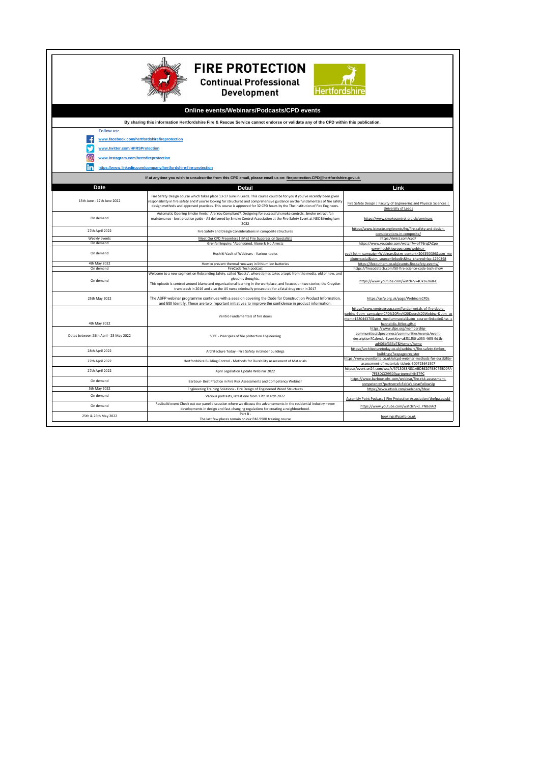# FIRE PROTECTION
## Continual Professional Development

Hertfordshire

## Online events/Webinars/Podcasts/CPD events

**By sharing this information Hertfordshire Fire & Rescue Service cannot endorse or validate any of the CPD within this publication.**

**Follow us:**

- www.facebook.com/hertfordshirefireprotection
- www.twitter.com/HFRSProtection
- www.instagram.com/hertsfireprotection
- https://www.linkedin.com/company/hertfordshire-fire-protection

**If at anytime you wish to unsubscribe from this CPD email, please email us on: fireprotection.CPD@hertfordshire.gov.uk**

| Date | Detail | Link |
|---|---|---|
| 13th June - 17th June 2022 | Fire Safety Design course which takes place 13-17 June in Leeds. This course could be for you if you've recently been given responsibility in fire safety and if you're looking for structured and comprehensive guidance on the fundamentals of fire safety design methods and approved practices. This course is approved for 32 CPD hours by the The Institution of Fire Engineers. | Fire Safety Design \| Faculty of Engineering and Physical Sciences \| University of Leeds |
| On demand | Automatic Opening Smoke Vents ' Are You Compliant?, Designing for successful smoke controls, Smoke extract fan maintenance - best practice guide - AS delivered by Smoke Control Association at the Fire Safety Event at NEC Birmingham 2022 | https://www.smokecontrol.org.uk/seminars |
| 27th April 2022 | Fire Safety and Design Considerations in composite structures | https://www.istructe.org/events/hq/fire-safety-and-design-considerations-in-composite/ |
| Weekly events | Meet Our CPD Presenters \| iMist Fire Suppression Specialists | https://imist.com/cpd/ |
| On demand | Grenfell Inquiry: "Abandoned, Alone & No Arrests | https://www.youtube.com/watch?v=o776rqZACpo |
| On demand | Hochiki Vault of Webinars - Various topics | www.hochikieurope.com/webinar-vault?utm_campaign=Webinars&utm_content=204350086&utm_medium=social&utm_source=linkedin&hss_channel=lcp-1290398 |
| 4th May 2022 | How to prevent thermal runaway in lithium ion batteries | https://ifesouthern.co.uk/events-fire-safety-events/ |
| On demand | FireCode Tech podcast | https://firecodetech.com/50-fire-science-code-tech-show |
| On demand | Welcome to a new segment on Rebranding Safety, called 'Reacts', where James takes a topic from the media, old or new, and gives his thoughts. This episode is centred around blame and organisational learning in the workplace, and focuses on two stories; the Croydon tram crash in 2016 and also the US nurse criminally prosecuted for a fatal drug error in 2017 | https://www.youtube.com/watch?v=4Uk3v2Iu8-E |
| 25th May 2022 | The ASFP webinar programme continues with a session covering the Code for Construction Product Information, and BSI Identify. These are two important initiatives to improve the confidence in product information. | https://asfp.org.uk/page/WebinarsCPDs |
| 4th May 2022 | Ventro Fundamentals of fire doors | https://www.ventrogroup.com/fundamentals-of-fire-doors-webinar?utm_campaign=CPD%20Fire%20Doors%20Webinar&utm_content=158044370&utm_medium=social&utm_source=linkedin&hss_channel=lis-BVlosugBsd |
| Dates between 25th April - 25 May 2022 | SFPE - Principles of fire protection Engineering | https://www.sfpe.org/membership-communities/sfpeconnect/communities/events/event-description?CalendarEventKey=a8f31f50-a053-46f5-9d1b-ad406bf333e7&Home=/home |
| 28th April 2022 | Architecture Today - Fire Safety in timber buildings | https://architecturetoday.co.uk/webinars/fire-safety-timber-buildings/?wspage=register |
| 27th April 2022 | Hertfordshire Building Control - Methods for Durability Assessment of Materials | https://www.eventbrite.co.uk/e/cpd-webinar-methods-for-durability-assessment-of-materials-tickets-300723641507 |
| 27th April 2022 | April Legislation Update Webinar 2022 | https://event.on24.com/wcc/r/3713038/831ABD86207B8C7EBD0FA7FE8DCC9950?partnerref=INTPPC |
| On demand | Barbour- Best Practice in Fire Risk Assessments and Competency Webinar | https://www.barbour-ehs.com/webinar/fire-risk-assessment-competency/?partnerref=FebWebinarFollowUp |
| 5th May 2022 | Engineering Training Solutions - Fire Design of Engineered Wood Structures | https://www.etsols.com/webinars/fdew |
| On demand | Various podcasts, latest one from 17th March 2022 | Assembly Point Podcast \| Fire Protection Association (thefpa.co.uk) |
| On demand | Resibuild event Check out our panel discussion where we discuss the advancements in the residential industry – new developments in design and fast-changing regulations for creating a neighbourhood. | https://www.youtube.com/watch?v=z_PNBolAcf |
| 25th & 26th May 2022 | Part B - The last few places remain on our PAS 9980 training course | bookings@partb.co.uk |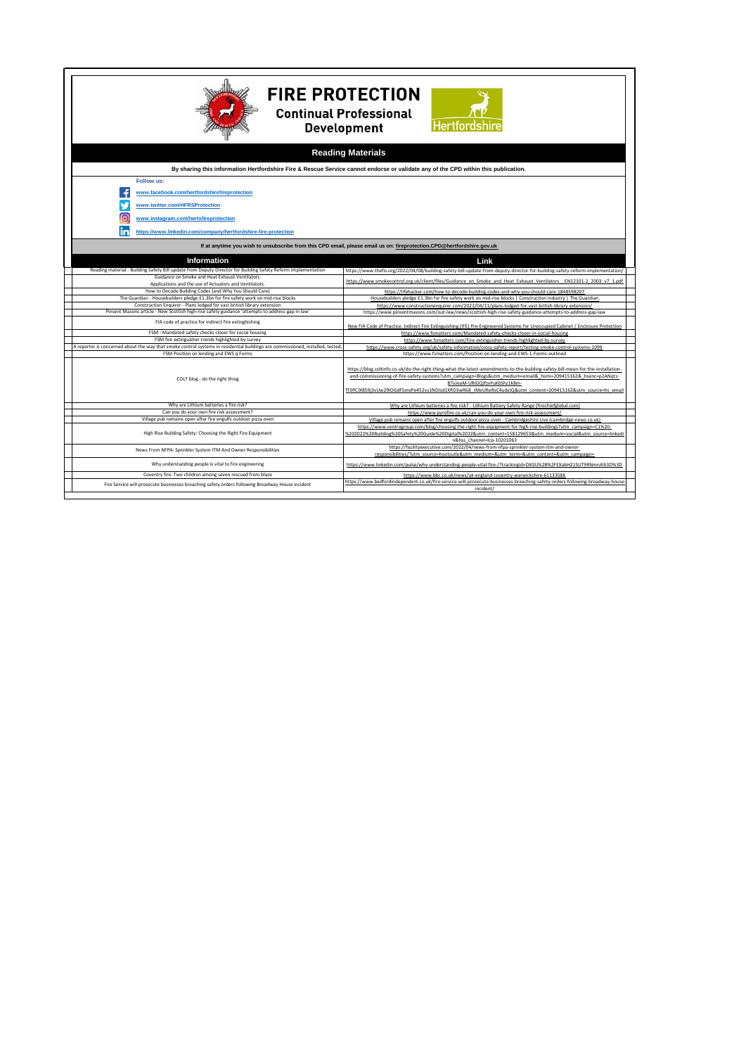# FIRE PROTECTION

## Continual Professional Development

Hertfordshire

## Reading Materials

**By sharing this information Hertfordshire Fire & Rescue Service cannot endorse or validate any of the CPD within this publication.**

**Follow us:**

www.facebook.com/hertfordshirefireprotection

www.twitter.com/HFRSProtection

www.instagram.com/hertsfireprotection

https://www.linkedin.com/company/hertfordshire-fire-protection

**If at anytime you wish to unsubscribe from this CPD email, please email us on: fireprotection.CPD@hertfordshire.gov.uk**

| Information | Link |
|---|---|
| Reading material - Building Safety Bill update from Deputy Director for Building Safety Reform Implementation | https://www.thefis.org/2022/04/08/building-safety-bill-update-from-deputy-director-for-building-safety-reform-implementation/ |
| Guidance on Smoke and Heat Exhaust Ventilators. Applications and the use of Actuators and Ventilators. | https://www.smokecontrol.org.uk/client/files/Guidance_on_Smoke_and_Heat_Exhaust_Ventilators__EN12101-2_2003_v7_1.pdf |
| How to Decode Building Codes (and Why You Should Care) | https://lifehacker.com/how-to-decode-building-codes-and-why-you-should-care-1848598207 |
| The Guardian - Housebuilders pledge £1.3bn for fire safety work on mid-rise blocks | Housebuilders pledge £1.3bn for fire safety work on mid-rise blocks \| Construction industry \| The Guardian |
| Construction Enquirer - Plans lodged for vast british library extension | https://www.constructionenquirer.com/2022/04/11/plans-lodged-for-vast-british-library-extension/ |
| Pinsent Masons article - New Scottish high-rise safety guidance 'attempts to address gap in law' | https://www.pinsentmasons.com/out-law/news/scottish-high-rise-safety-guidance-attempts-to-address-gap-law |
| FIA code of practice for indirect fire extinghishing | New FIA Code of Practice, Indirect Fire Extinguishing (IFE) Pre-Engineered Systems for Unoccupied Cabinet / Enclosure Protection |
| FSM - Mandated safety checks closer for social housing | https://www.fsmatters.com/Mandated-safety-checks-closer-in-social-housing |
| FSM fire extinguisher trends highlighted by survey | https://www.fsmatters.com/Fire-extinguisher-trends-highlighted-by-survey |
| A reporter is concerned about the way that smoke control systems in residential buildings are commissioned, installed, tested, | https://www.cross-safety.org/uk/safety-information/cross-safety-report/testing-smoke-control-systems-1099 |
| FSM Position on lending and EWS q Forms | https://www.fsmatters.com/Position-on-lending-and-EWS-1-Forms-outlined |
| COLT blog - do the right thing | https://blog.coltinfo.co.uk/do-the-right-thing-what-the-latest-amendments-to-the-building-safety-bill-mean-for-the-installation-and-commissioning-of-fire-safety-systems?utm_campaign=Blogs&utm_medium=email&_hsmi=209415162&_hsenc=p2ANqtz-87vJeaM-URIGQJfzxYuKbShz1k8m-fT0PC0X8S9j3vUw29lOGdF5mxPe452vs1NDlsd1XRD3wR68_rMeUReRxC4udsJQ&utm_content=209415162&utm_source=hs_email |
| Why are Lithium batteries a fire risk? | Why are Lithium batteries a fire risk? - Lithium Battery Safety Range (firechiefglobal.com) |
| Can you do your own fire risk assessment? | https://www.pyrofire.co.uk/can-you-do-your-own-fire-risk-assessment/ |
| Village pub remains open after fire engulfs outdoor pizza oven | Village pub remains open after fire engulfs outdoor pizza oven - Cambridgeshire Live (cambridge-news.co.uk) |
| High Rise Building Safety: Choosing the Right Fire Equipment | https://www.ventrogroup.com/blog/choosing-the-right-fire-equipment-for-high-rise-buildings?utm_campaign=C1%20-%202022%20Building%20Safety%20Guide%20Digital%2022&utm_content=158129653&utm_medium=social&utm_source=linkedin&hss_channel=lcp-10201063 |
| News From NFPA: Sprinkler System ITM And Owner Responsibilities | https://facilityexecutive.com/2022/04/news-from-nfpa-sprinkler-system-itm-and-owner-responsibilities/?utm_source=hootsuite&utm_medium=&utm_term=&utm_content=&utm_campaign= |
| Why understanding people is vital to fire engineering | https://www.linkedin.com/pulse/why-understanding-people-vital-fire-/?trackingId=DXGU%2B%2FEXabH21SUT9RNmnA%3D%3D |
| Coventry fire: Two children among seven rescued from blaze | https://www.bbc.co.uk/news/uk-england-coventry-warwickshire-61133586 |
| Fire Service will prosecute businesses breaching safety orders following Broadway House incident | https://www.bedfordindependent.co.uk/fire-service-will-prosecute-businesses-breaching-safety-orders-following-broadway-house-incident/ |